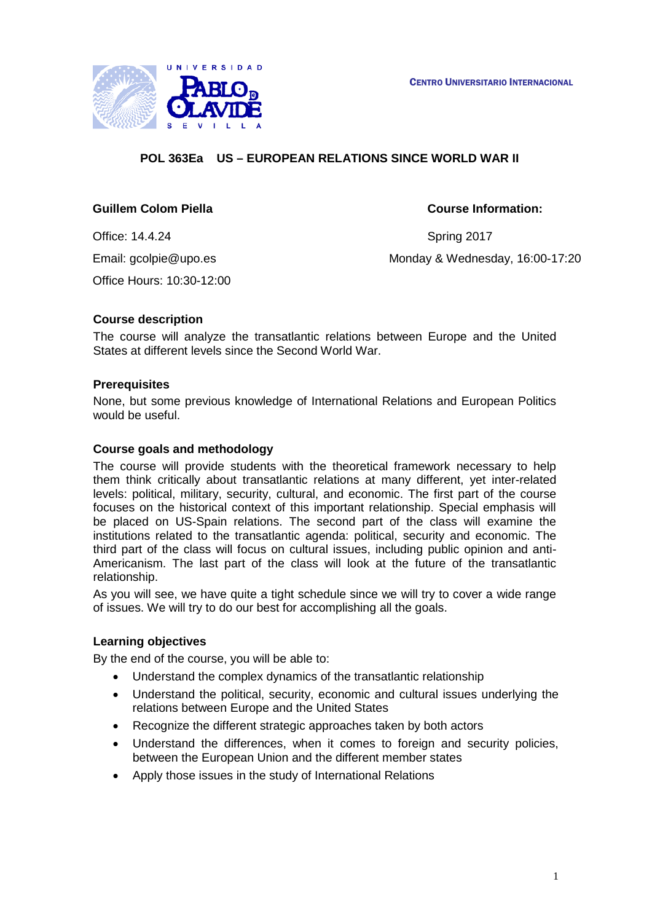UNIVERSIDAD PABLO DE OLAVIDE SEVILLA

**CENTRO UNIVERSITARIO INTERNACIONAL**

# POL 363Ea US – EUROPEAN RELATIONS SINCE WORLD WAR II

**Guillem Colom Piella**

Office: 14.4.24

Email: gcolpie@upo.es

Office Hours: 10:30-12:00

**Course Information:**

Spring 2017

Monday & Wednesday, 16:00-17:20

## Course description

The course will analyze the transatlantic relations between Europe and the United States at different levels since the Second World War.

## Prerequisites

None, but some previous knowledge of International Relations and European Politics would be useful.

## Course goals and methodology

The course will provide students with the theoretical framework necessary to help them think critically about transatlantic relations at many different, yet inter-related levels: political, military, security, cultural, and economic. The first part of the course focuses on the historical context of this important relationship. Special emphasis will be placed on US-Spain relations. The second part of the class will examine the institutions related to the transatlantic agenda: political, security and economic. The third part of the class will focus on cultural issues, including public opinion and anti-Americanism. The last part of the class will look at the future of the transatlantic relationship.

As you will see, we have quite a tight schedule since we will try to cover a wide range of issues. We will try to do our best for accomplishing all the goals.

## Learning objectives

By the end of the course, you will be able to:

- Understand the complex dynamics of the transatlantic relationship
- Understand the political, security, economic and cultural issues underlying the relations between Europe and the United States
- Recognize the different strategic approaches taken by both actors
- Understand the differences, when it comes to foreign and security policies, between the European Union and the different member states
- Apply those issues in the study of International Relations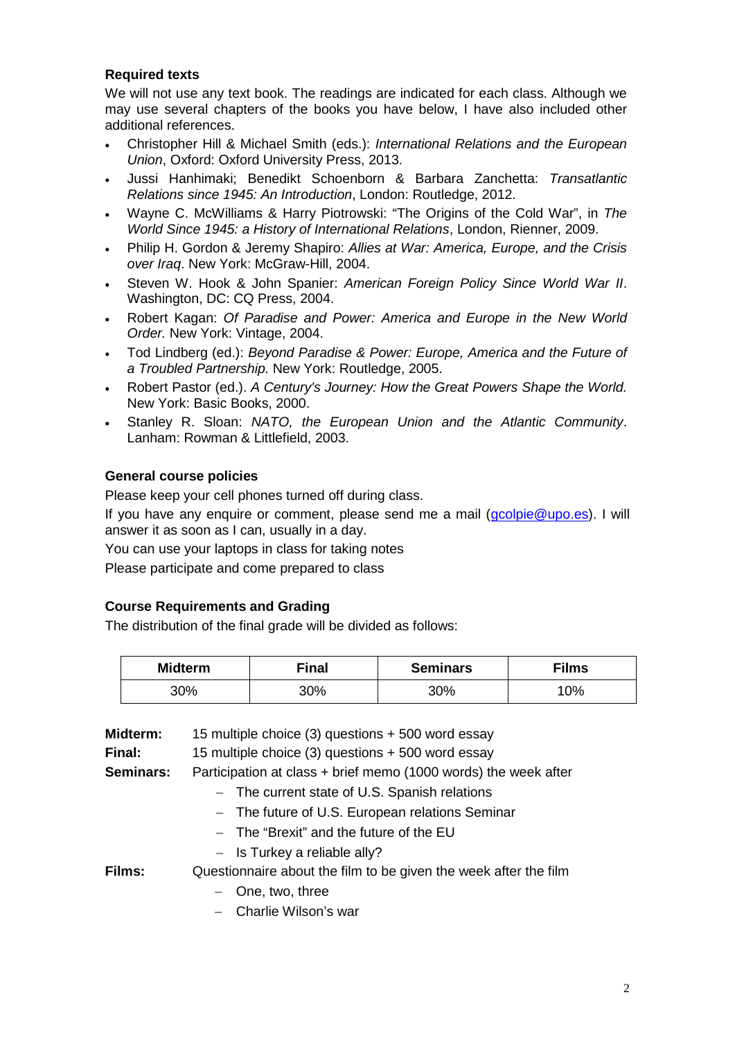### Required texts

We will not use any text book. The readings are indicated for each class. Although we may use several chapters of the books you have below, I have also included other additional references.

- Christopher Hill & Michael Smith (eds.): *International Relations and the European Union*, Oxford: Oxford University Press, 2013.
- Jussi Hanhimaki; Benedikt Schoenborn & Barbara Zanchetta: *Transatlantic Relations since 1945: An Introduction*, London: Routledge, 2012.
- Wayne C. McWilliams & Harry Piotrowski: "The Origins of the Cold War", in *The World Since 1945: a History of International Relations*, London, Rienner, 2009.
- Philip H. Gordon & Jeremy Shapiro: *Allies at War: America, Europe, and the Crisis over Iraq*. New York: McGraw-Hill, 2004.
- Steven W. Hook & John Spanier: *American Foreign Policy Since World War II*. Washington, DC: CQ Press, 2004.
- Robert Kagan: *Of Paradise and Power: America and Europe in the New World Order.* New York: Vintage, 2004.
- Tod Lindberg (ed.): *Beyond Paradise & Power: Europe, America and the Future of a Troubled Partnership.* New York: Routledge, 2005.
- Robert Pastor (ed.). *A Century's Journey: How the Great Powers Shape the World.* New York: Basic Books, 2000.
- Stanley R. Sloan: *NATO, the European Union and the Atlantic Community*. Lanham: Rowman & Littlefield, 2003.

### General course policies

Please keep your cell phones turned off during class.

If you have any enquire or comment, please send me a mail (gcolpie@upo.es). I will answer it as soon as I can, usually in a day.

You can use your laptops in class for taking notes

Please participate and come prepared to class

### Course Requirements and Grading

The distribution of the final grade will be divided as follows:

| Midterm | Final | Seminars | Films |
|---|---|---|---|
| 30% | 30% | 30% | 10% |

**Midterm:** 15 multiple choice (3) questions + 500 word essay

**Final:** 15 multiple choice (3) questions + 500 word essay

**Seminars:** Participation at class + brief memo (1000 words) the week after

- The current state of U.S. Spanish relations
- The future of U.S. European relations Seminar
- The "Brexit" and the future of the EU
- Is Turkey a reliable ally?

**Films:** Questionnaire about the film to be given the week after the film

- One, two, three
- Charlie Wilson's war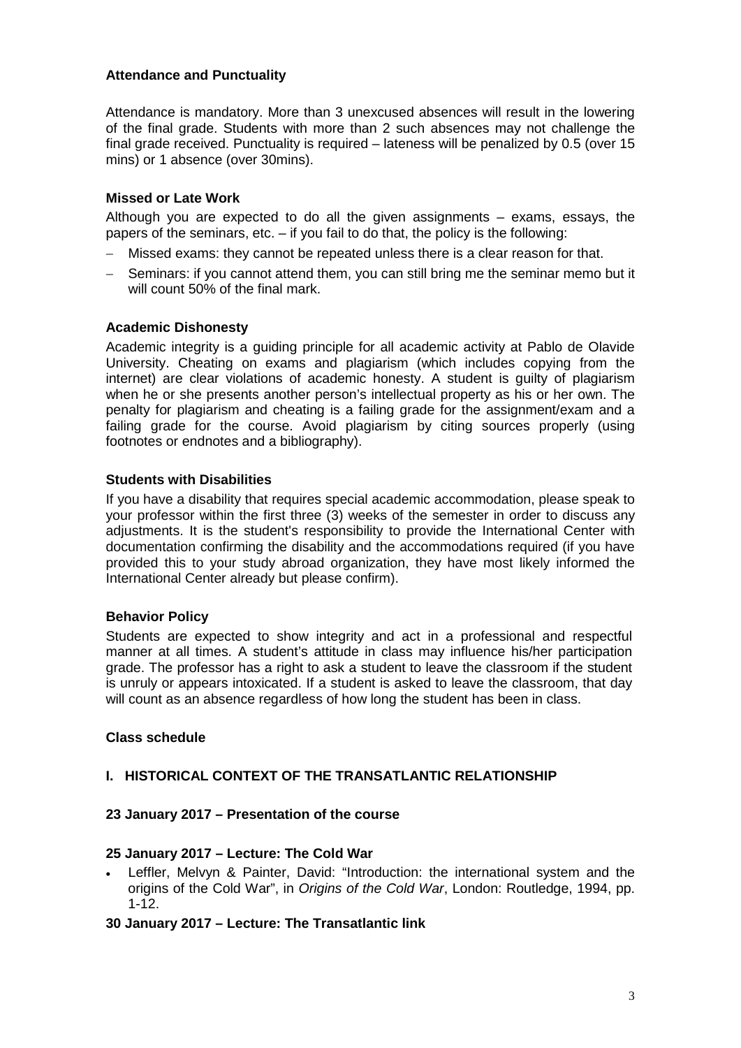### Attendance and Punctuality

Attendance is mandatory. More than 3 unexcused absences will result in the lowering of the final grade. Students with more than 2 such absences may not challenge the final grade received. Punctuality is required – lateness will be penalized by 0.5 (over 15 mins) or 1 absence (over 30mins).

### Missed or Late Work

Although you are expected to do all the given assignments – exams, essays, the papers of the seminars, etc. – if you fail to do that, the policy is the following:

- Missed exams: they cannot be repeated unless there is a clear reason for that.
- Seminars: if you cannot attend them, you can still bring me the seminar memo but it will count 50% of the final mark.

### Academic Dishonesty

Academic integrity is a guiding principle for all academic activity at Pablo de Olavide University. Cheating on exams and plagiarism (which includes copying from the internet) are clear violations of academic honesty. A student is guilty of plagiarism when he or she presents another person's intellectual property as his or her own. The penalty for plagiarism and cheating is a failing grade for the assignment/exam and a failing grade for the course. Avoid plagiarism by citing sources properly (using footnotes or endnotes and a bibliography).

### Students with Disabilities

If you have a disability that requires special academic accommodation, please speak to your professor within the first three (3) weeks of the semester in order to discuss any adjustments. It is the student's responsibility to provide the International Center with documentation confirming the disability and the accommodations required (if you have provided this to your study abroad organization, they have most likely informed the International Center already but please confirm).

### Behavior Policy

Students are expected to show integrity and act in a professional and respectful manner at all times. A student's attitude in class may influence his/her participation grade. The professor has a right to ask a student to leave the classroom if the student is unruly or appears intoxicated. If a student is asked to leave the classroom, that day will count as an absence regardless of how long the student has been in class.

### Class schedule

## I. HISTORICAL CONTEXT OF THE TRANSATLANTIC RELATIONSHIP

**23 January 2017 – Presentation of the course**

**25 January 2017 – Lecture: The Cold War**

- Leffler, Melvyn & Painter, David: "Introduction: the international system and the origins of the Cold War", in *Origins of the Cold War*, London: Routledge, 1994, pp. 1-12.

**30 January 2017 – Lecture: The Transatlantic link**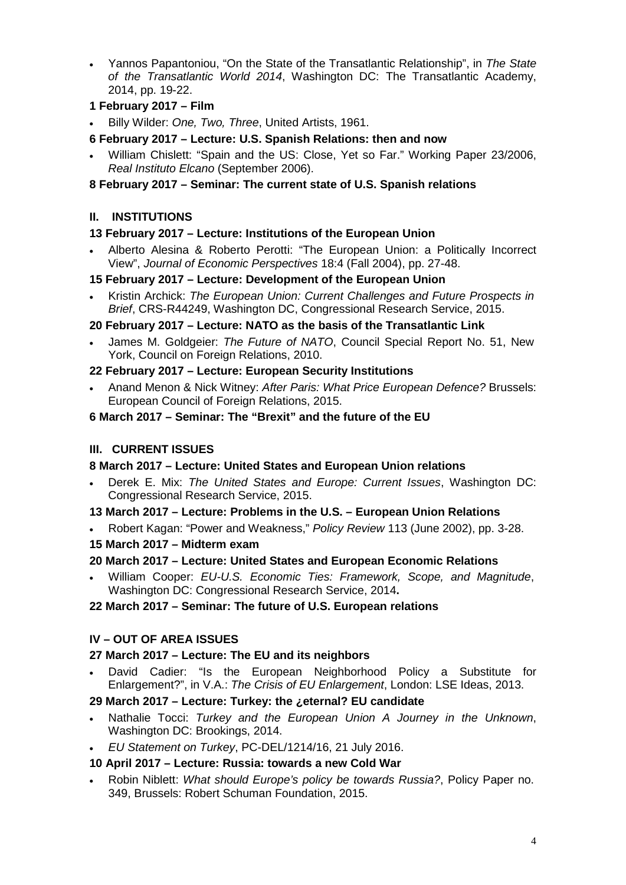- Yannos Papantoniou, "On the State of the Transatlantic Relationship", in *The State of the Transatlantic World 2014*, Washington DC: The Transatlantic Academy, 2014, pp. 19-22.

**1 February 2017 – Film**

- Billy Wilder: *One, Two, Three*, United Artists, 1961.

**6 February 2017 – Lecture: U.S. Spanish Relations: then and now**

- William Chislett: "Spain and the US: Close, Yet so Far." Working Paper 23/2006, *Real Instituto Elcano* (September 2006).

**8 February 2017 – Seminar: The current state of U.S. Spanish relations**

## II. INSTITUTIONS

**13 February 2017 – Lecture: Institutions of the European Union**

- Alberto Alesina & Roberto Perotti: "The European Union: a Politically Incorrect View", *Journal of Economic Perspectives* 18:4 (Fall 2004), pp. 27-48.

**15 February 2017 – Lecture: Development of the European Union**

- Kristin Archick: *The European Union: Current Challenges and Future Prospects in Brief*, CRS-R44249, Washington DC, Congressional Research Service, 2015.

**20 February 2017 – Lecture: NATO as the basis of the Transatlantic Link**

- James M. Goldgeier: *The Future of NATO*, Council Special Report No. 51, New York, Council on Foreign Relations, 2010.

**22 February 2017 – Lecture: European Security Institutions**

- Anand Menon & Nick Witney: *After Paris: What Price European Defence?* Brussels: European Council of Foreign Relations, 2015.

**6 March 2017 – Seminar: The "Brexit" and the future of the EU**

## III. CURRENT ISSUES

**8 March 2017 – Lecture: United States and European Union relations**

- Derek E. Mix: *The United States and Europe: Current Issues*, Washington DC: Congressional Research Service, 2015.

**13 March 2017 – Lecture: Problems in the U.S. – European Union Relations**

- Robert Kagan: "Power and Weakness," *Policy Review* 113 (June 2002), pp. 3-28.

**15 March 2017 – Midterm exam**

**20 March 2017 – Lecture: United States and European Economic Relations**

- William Cooper: *EU-U.S. Economic Ties: Framework, Scope, and Magnitude*, Washington DC: Congressional Research Service, 2014**.**

**22 March 2017 – Seminar: The future of U.S. European relations**

## IV – OUT OF AREA ISSUES

**27 March 2017 – Lecture: The EU and its neighbors**

- David Cadier: "Is the European Neighborhood Policy a Substitute for Enlargement?", in V.A.: *The Crisis of EU Enlargement*, London: LSE Ideas, 2013.

**29 March 2017 – Lecture: Turkey: the ¿eternal? EU candidate**

- Nathalie Tocci: *Turkey and the European Union A Journey in the Unknown*, Washington DC: Brookings, 2014.
- *EU Statement on Turkey*, PC-DEL/1214/16, 21 July 2016.

**10 April 2017 – Lecture: Russia: towards a new Cold War**

- Robin Niblett: *What should Europe's policy be towards Russia?*, Policy Paper no. 349, Brussels: Robert Schuman Foundation, 2015.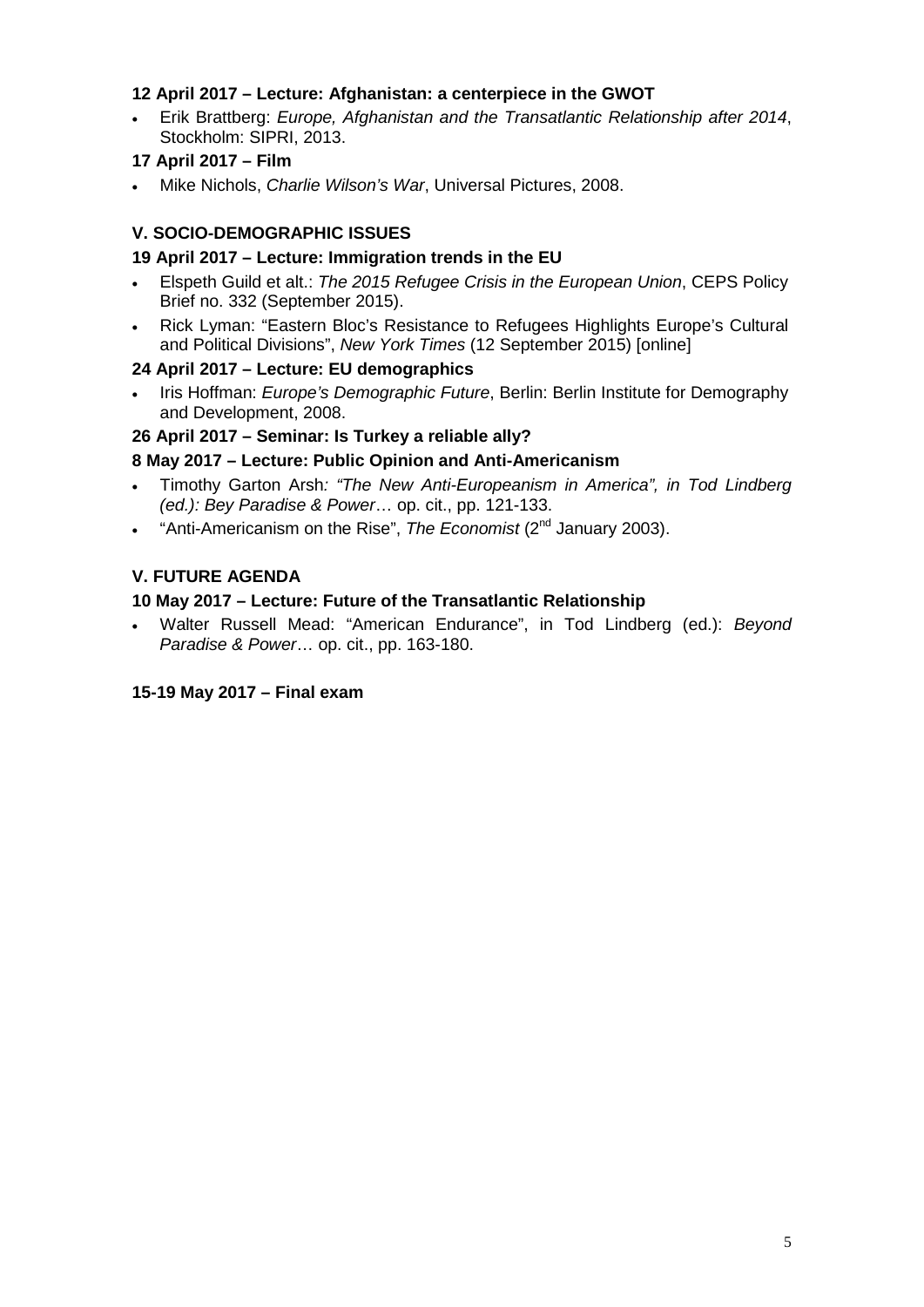**12 April 2017 – Lecture: Afghanistan: a centerpiece in the GWOT**

- Erik Brattberg: *Europe, Afghanistan and the Transatlantic Relationship after 2014*, Stockholm: SIPRI, 2013.

**17 April 2017 – Film**

- Mike Nichols, *Charlie Wilson's War*, Universal Pictures, 2008.

## V. SOCIO-DEMOGRAPHIC ISSUES

**19 April 2017 – Lecture: Immigration trends in the EU**

- Elspeth Guild et alt.: *The 2015 Refugee Crisis in the European Union*, CEPS Policy Brief no. 332 (September 2015).
- Rick Lyman: "Eastern Bloc's Resistance to Refugees Highlights Europe's Cultural and Political Divisions", *New York Times* (12 September 2015) [online]

**24 April 2017 – Lecture: EU demographics**

- Iris Hoffman: *Europe's Demographic Future*, Berlin: Berlin Institute for Demography and Development, 2008.

**26 April 2017 – Seminar: Is Turkey a reliable ally?**

**8 May 2017 – Lecture: Public Opinion and Anti-Americanism**

- Timothy Garton Arsh*: "The New Anti-Europeanism in America", in Tod Lindberg (ed.): Bey Paradise & Power*… op. cit., pp. 121-133.
- "Anti-Americanism on the Rise", *The Economist* (2nd January 2003).

## V. FUTURE AGENDA

**10 May 2017 – Lecture: Future of the Transatlantic Relationship**

- Walter Russell Mead: "American Endurance", in Tod Lindberg (ed.): *Beyond Paradise & Power*… op. cit., pp. 163-180.

**15-19 May 2017 – Final exam**